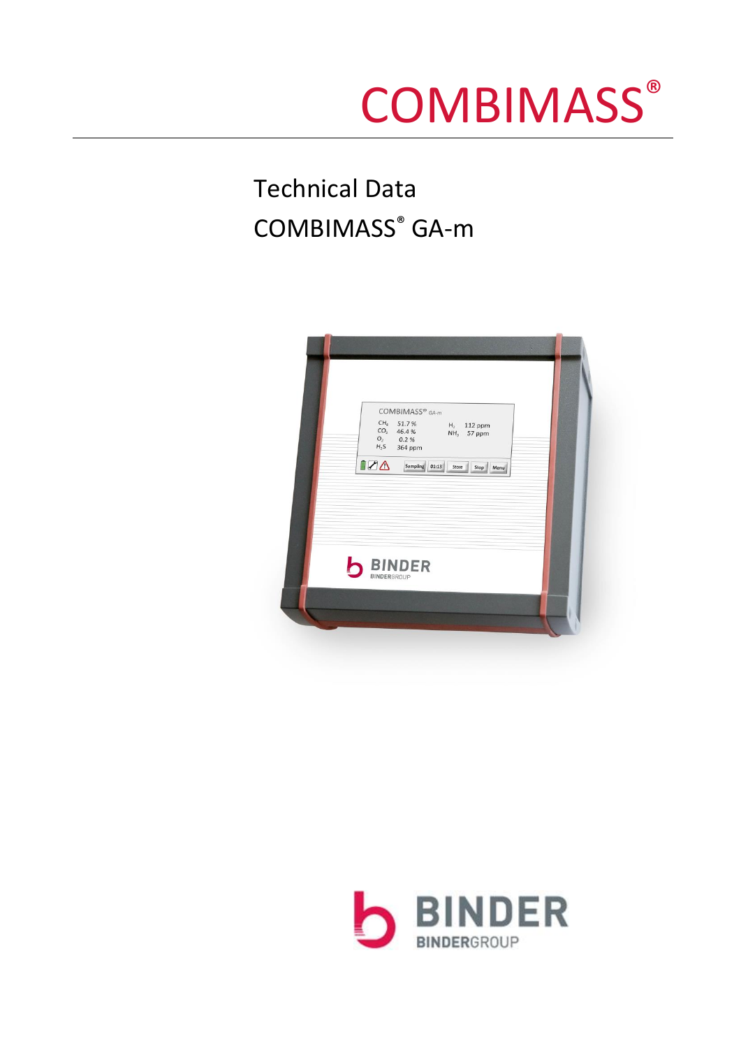# COMBIMASS®

## Technical Data

## COMBIMASS® GA-m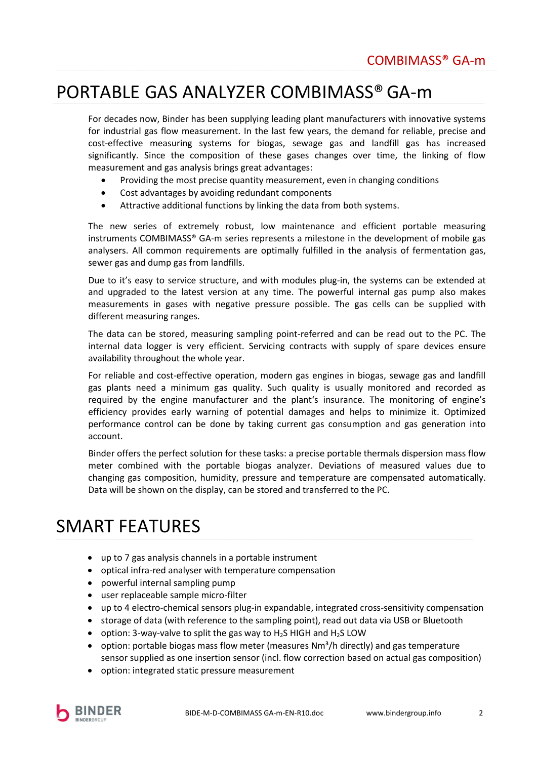# PORTABLE GAS ANALYZER COMBIMASS® GA-m

For decades now, Binder has been supplying leading plant manufacturers with innovative systems for industrial gas flow measurement. In the last few years, the demand for reliable, precise and cost-effective measuring systems for biogas, sewage gas and landfill gas has increased significantly. Since the composition of these gases changes over time, the linking of flow measurement and gas analysis brings great advantages:

- Providing the most precise quantity measurement, even in changing conditions
- Cost advantages by avoiding redundant components
- Attractive additional functions by linking the data from both systems.

The new series of extremely robust, low maintenance and efficient portable measuring instruments COMBIMASS® GA-m series represents a milestone in the development of mobile gas analysers. All common requirements are optimally fulfilled in the analysis of fermentation gas, sewer gas and dump gas from landfills.

Due to it's easy to service structure, and with modules plug-in, the systems can be extended at and upgraded to the latest version at any time. The powerful internal gas pump also makes measurements in gases with negative pressure possible. The gas cells can be supplied with different measuring ranges.

The data can be stored, measuring sampling point-referred and can be read out to the PC. The internal data logger is very efficient. Servicing contracts with supply of spare devices ensure availability throughout the whole year.

For reliable and cost-effective operation, modern gas engines in biogas, sewage gas and landfill gas plants need a minimum gas quality. Such quality is usually monitored and recorded as required by the engine manufacturer and the plant's insurance. The monitoring of engine's efficiency provides early warning of potential damages and helps to minimize it. Optimized performance control can be done by taking current gas consumption and gas generation into account.

Binder offers the perfect solution for these tasks: a precise portable thermals dispersion mass flow meter combined with the portable biogas analyzer. Deviations of measured values due to changing gas composition, humidity, pressure and temperature are compensated automatically. Data will be shown on the display, can be stored and transferred to the PC.

# SMART FEATURES

- up to 7 gas analysis channels in a portable instrument
- optical infra-red analyser with temperature compensation
- powerful internal sampling pump
- user replaceable sample micro-filter
- up to 4 electro-chemical sensors plug-in expandable, integrated cross-sensitivity compensation
- storage of data (with reference to the sampling point), read out data via USB or Bluetooth
- option: 3-way-valve to split the gas way to $H_2S$ HIGH and $H_2S$ LOW
- option: portable biogas mass flow meter (measures $Nm^3/h$ directly) and gas temperature sensor supplied as one insertion sensor (incl. flow correction based on actual gas composition)
- option: integrated static pressure measurement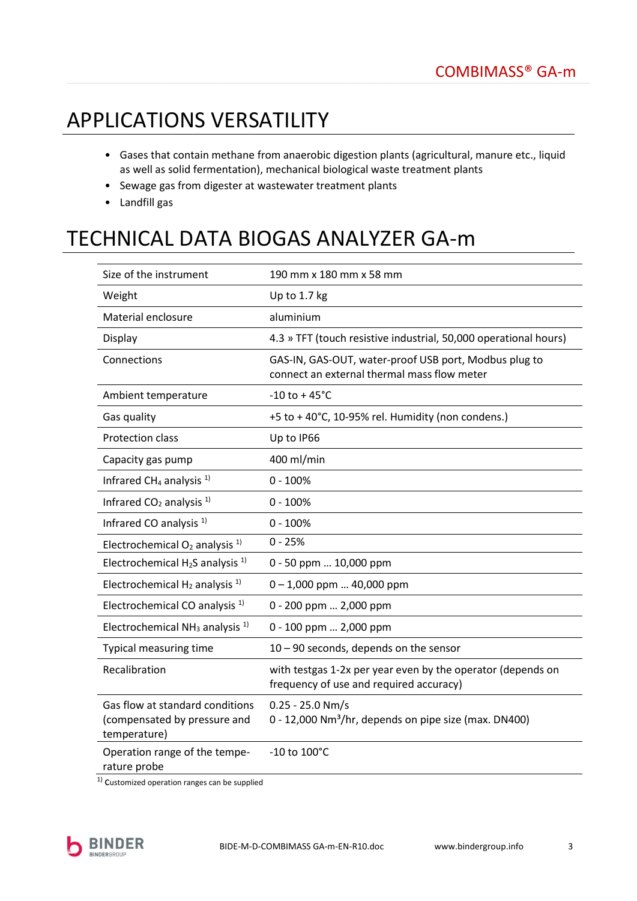# APPLICATIONS VERSATILITY

- Gases that contain methane from anaerobic digestion plants (agricultural, manure etc., liquid as well as solid fermentation), mechanical biological waste treatment plants
- Sewage gas from digester at wastewater treatment plants
- Landfill gas

# TECHNICAL DATA BIOGAS ANALYZER GA-m

| | |
|---|---|
| Size of the instrument | 190 mm x 180 mm x 58 mm |
| Weight | Up to 1.7 kg |
| Material enclosure | aluminium |
| Display | 4.3 » TFT (touch resistive industrial, 50,000 operational hours) |
| Connections | GAS-IN, GAS-OUT, water-proof USB port, Modbus plug to connect an external thermal mass flow meter |
| Ambient temperature | -10 to + 45°C |
| Gas quality | +5 to + 40°C, 10-95% rel. Humidity (non condens.) |
| Protection class | Up to IP66 |
| Capacity gas pump | 400 ml/min |
| Infrared $CH_4$ analysis [1)] | 0 - 100% |
| Infrared $CO_2$ analysis [1)] | 0 - 100% |
| Infrared CO analysis [1)] | 0 - 100% |
| Electrochemical $O_2$ analysis [1)] | 0 - 25% |
| Electrochemical $H_2S$ analysis [1)] | 0 - 50 ppm … 10,000 ppm |
| Electrochemical $H_2$ analysis [1)] | 0 – 1,000 ppm … 40,000 ppm |
| Electrochemical CO analysis [1)] | 0 - 200 ppm … 2,000 ppm |
| Electrochemical $NH_3$ analysis [1)] | 0 - 100 ppm … 2,000 ppm |
| Typical measuring time | 10 – 90 seconds, depends on the sensor |
| Recalibration | with testgas 1-2x per year even by the operator (depends on frequency of use and required accuracy) |
| Gas flow at standard conditions (compensated by pressure and temperature) | 0.25 - 25.0 Nm/s<br>0 - 12,000 $Nm^3$/hr, depends on pipe size (max. DN400) |
| Operation range of the temperature probe | -10 to 100°C |

[1)] Customized operation ranges can be supplied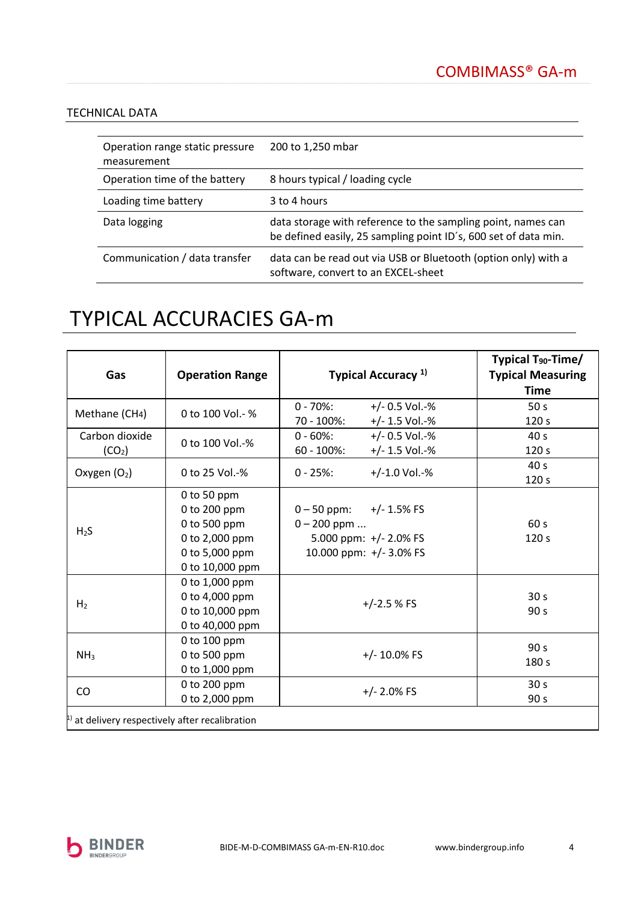## TECHNICAL DATA

| | |
|---|---|
| Operation range static pressure measurement | 200 to 1,250 mbar |
| Operation time of the battery | 8 hours typical / loading cycle |
| Loading time battery | 3 to 4 hours |
| Data logging | data storage with reference to the sampling point, names can be defined easily, 25 sampling point ID´s, 600 set of data min. |
| Communication / data transfer | data can be read out via USB or Bluetooth (option only) with a software, convert to an EXCEL-sheet |

# TYPICAL ACCURACIES GA-m

| Gas | Operation Range | Typical Accuracy [1)] | Typical $T_{90}$-Time/ Typical Measuring Time |
|---|---|---|---|
| Methane ($CH_4$) | 0 to 100 Vol.- % | 0 - 70%: +/- 0.5 Vol.-%<br>70 - 100%: +/- 1.5 Vol.-% | 50 s<br>120 s |
| Carbon dioxide ($CO_2$) | 0 to 100 Vol.-% | 0 - 60%: +/- 0.5 Vol.-%<br>60 - 100%: +/- 1.5 Vol.-% | 40 s<br>120 s |
| Oxygen ($O_2$) | 0 to 25 Vol.-% | 0 - 25%: +/-1.0 Vol.-% | 40 s<br>120 s |
| $H_2S$ | 0 to 50 ppm<br>0 to 200 ppm<br>0 to 500 ppm<br>0 to 2,000 ppm<br>0 to 5,000 ppm<br>0 to 10,000 ppm | 0 – 50 ppm: +/- 1.5% FS<br>0 – 200 ppm ...<br>5.000 ppm: +/- 2.0% FS<br>10.000 ppm: +/- 3.0% FS | 60 s<br>120 s |
| $H_2$ | 0 to 1,000 ppm<br>0 to 4,000 ppm<br>0 to 10,000 ppm<br>0 to 40,000 ppm | +/-2.5 % FS | 30 s<br>90 s |
| $NH_3$ | 0 to 100 ppm<br>0 to 500 ppm<br>0 to 1,000 ppm | +/- 10.0% FS | 90 s<br>180 s |
| CO | 0 to 200 ppm<br>0 to 2,000 ppm | +/- 2.0% FS | 30 s<br>90 s |

[1)] at delivery respectively after recalibration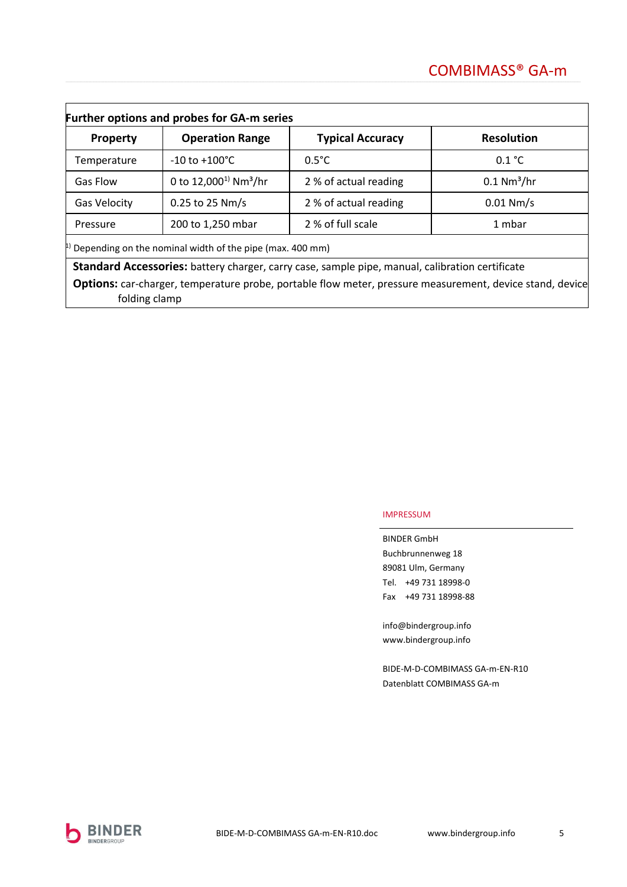**Further options and probes for GA-m series**

| Property | Operation Range | Typical Accuracy | Resolution |
|---|---|---|---|
| Temperature | -10 to +100°C | 0.5°C | 0.1 °C |
| Gas Flow | 0 to 12,000[1] $Nm^3/hr$ | 2 % of actual reading | 0.1 $Nm^3/hr$ |
| Gas Velocity | 0.25 to 25 Nm/s | 2 % of actual reading | 0.01 Nm/s |
| Pressure | 200 to 1,250 mbar | 2 % of full scale | 1 mbar |

[1] Depending on the nominal width of the pipe (max. 400 mm)

**Standard Accessories:** battery charger, carry case, sample pipe, manual, calibration certificate

**Options:** car-charger, temperature probe, portable flow meter, pressure measurement, device stand, device folding clamp

IMPRESSUM

BINDER GmbH
Buchbrunnenweg 18
89081 Ulm, Germany
Tel. +49 731 18998-0
Fax +49 731 18998-88

info@bindergroup.info
www.bindergroup.info

BIDE-M-D-COMBIMASS GA-m-EN-R10
Datenblatt COMBIMASS GA-m